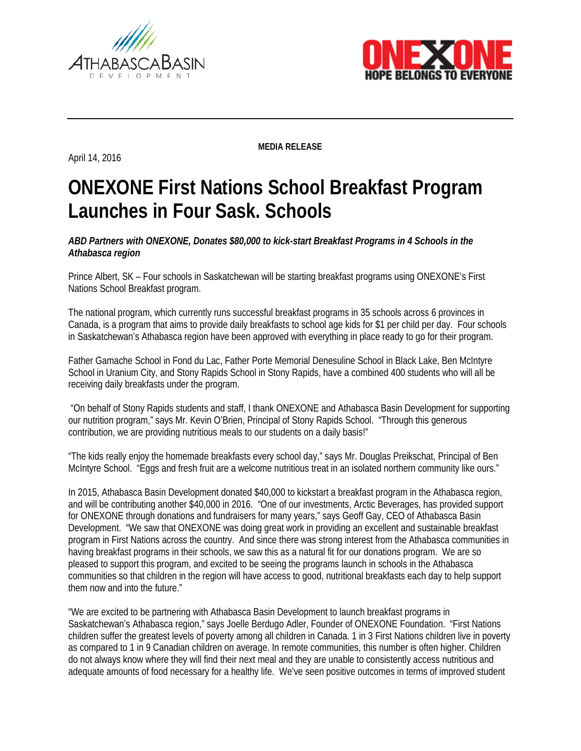**MEDIA RELEASE**

April 14, 2016

# ONEXONE First Nations School Breakfast Program Launches in Four Sask. Schools

***ABD Partners with ONEXONE, Donates $80,000 to kick-start Breakfast Programs in 4 Schools in the Athabasca region***

Prince Albert, SK – Four schools in Saskatchewan will be starting breakfast programs using ONEXONE's First Nations School Breakfast program.

The national program, which currently runs successful breakfast programs in 35 schools across 6 provinces in Canada, is a program that aims to provide daily breakfasts to school age kids for $1 per child per day. Four schools in Saskatchewan's Athabasca region have been approved with everything in place ready to go for their program.

Father Gamache School in Fond du Lac, Father Porte Memorial Denesuline School in Black Lake, Ben McIntyre School in Uranium City, and Stony Rapids School in Stony Rapids, have a combined 400 students who will all be receiving daily breakfasts under the program.

"On behalf of Stony Rapids students and staff, I thank ONEXONE and Athabasca Basin Development for supporting our nutrition program," says Mr. Kevin O'Brien, Principal of Stony Rapids School. "Through this generous contribution, we are providing nutritious meals to our students on a daily basis!"

"The kids really enjoy the homemade breakfasts every school day," says Mr. Douglas Preikschat, Principal of Ben McIntyre School. "Eggs and fresh fruit are a welcome nutritious treat in an isolated northern community like ours."

In 2015, Athabasca Basin Development donated $40,000 to kickstart a breakfast program in the Athabasca region, and will be contributing another $40,000 in 2016. "One of our investments, Arctic Beverages, has provided support for ONEXONE through donations and fundraisers for many years," says Geoff Gay, CEO of Athabasca Basin Development. "We saw that ONEXONE was doing great work in providing an excellent and sustainable breakfast program in First Nations across the country. And since there was strong interest from the Athabasca communities in having breakfast programs in their schools, we saw this as a natural fit for our donations program. We are so pleased to support this program, and excited to be seeing the programs launch in schools in the Athabasca communities so that children in the region will have access to good, nutritional breakfasts each day to help support them now and into the future."

"We are excited to be partnering with Athabasca Basin Development to launch breakfast programs in Saskatchewan's Athabasca region," says Joelle Berdugo Adler, Founder of ONEXONE Foundation. "First Nations children suffer the greatest levels of poverty among all children in Canada. 1 in 3 First Nations children live in poverty as compared to 1 in 9 Canadian children on average. In remote communities, this number is often higher. Children do not always know where they will find their next meal and they are unable to consistently access nutritious and adequate amounts of food necessary for a healthy life. We've seen positive outcomes in terms of improved student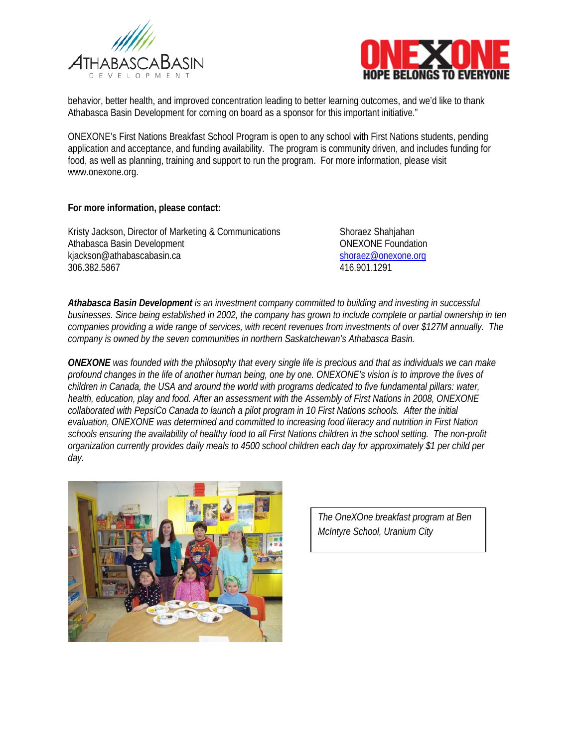behavior, better health, and improved concentration leading to better learning outcomes, and we'd like to thank Athabasca Basin Development for coming on board as a sponsor for this important initiative."

ONEXONE's First Nations Breakfast School Program is open to any school with First Nations students, pending application and acceptance, and funding availability. The program is community driven, and includes funding for food, as well as planning, training and support to run the program. For more information, please visit www.onexone.org.

**For more information, please contact:**

Kristy Jackson, Director of Marketing & Communications
Athabasca Basin Development
kjackson@athabascabasin.ca
306.382.5867

Shoraez Shahjahan
ONEXONE Foundation
shoraez@onexone.org
416.901.1291

***Athabasca Basin Development*** *is an investment company committed to building and investing in successful businesses. Since being established in 2002, the company has grown to include complete or partial ownership in ten companies providing a wide range of services, with recent revenues from investments of over $127M annually. The company is owned by the seven communities in northern Saskatchewan's Athabasca Basin.*

***ONEXONE*** *was founded with the philosophy that every single life is precious and that as individuals we can make profound changes in the life of another human being, one by one. ONEXONE's vision is to improve the lives of children in Canada, the USA and around the world with programs dedicated to five fundamental pillars: water, health, education, play and food. After an assessment with the Assembly of First Nations in 2008, ONEXONE collaborated with PepsiCo Canada to launch a pilot program in 10 First Nations schools. After the initial evaluation, ONEXONE was determined and committed to increasing food literacy and nutrition in First Nation schools ensuring the availability of healthy food to all First Nations children in the school setting. The non-profit organization currently provides daily meals to 4500 school children each day for approximately $1 per child per day.*

*The OneXOne breakfast program at Ben McIntyre School, Uranium City*